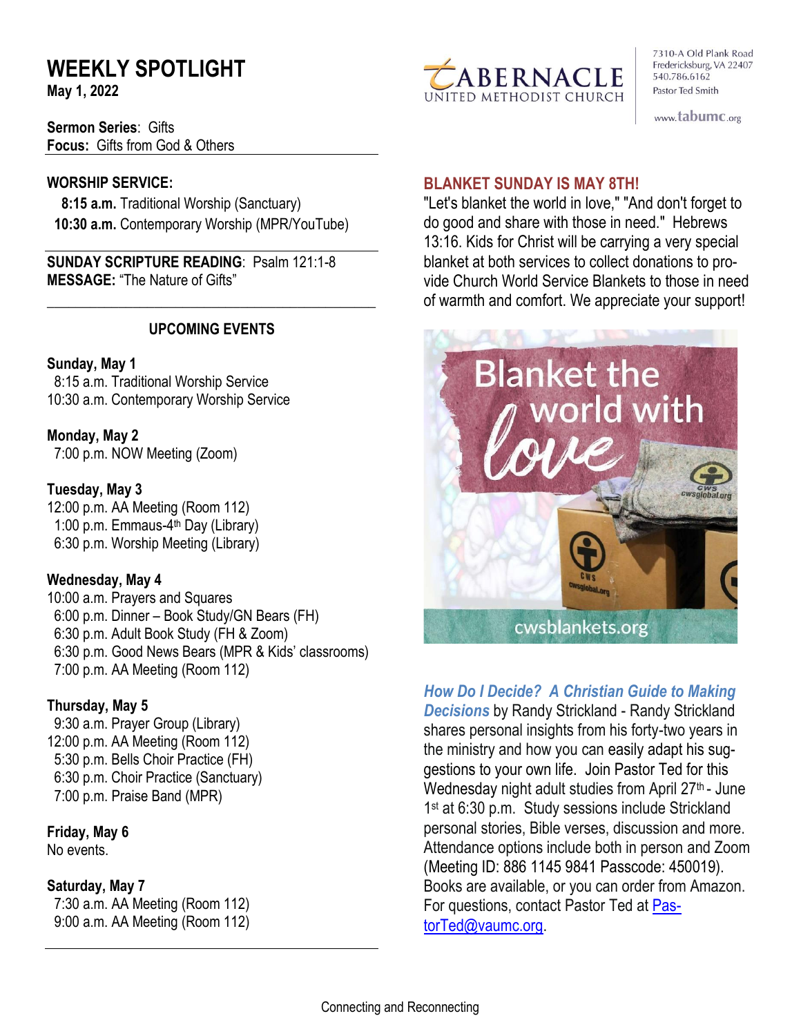# WEEKLY SPOTLIGHT

**May 1, 2022**

TABERNACLE UNITED METHODIST CHURCH

7310-A Old Plank Road
Fredericksburg, VA 22407
540.786.6162
Pastor Ted Smith

www.tabumc.org

**Sermon Series**: Gifts
**Focus:** Gifts from God & Others

**WORSHIP SERVICE:**

**8:15 a.m.** Traditional Worship (Sanctuary)
**10:30 a.m.** Contemporary Worship (MPR/YouTube)

**SUNDAY SCRIPTURE READING**: Psalm 121:1-8
**MESSAGE:** "The Nature of Gifts"

## UPCOMING EVENTS

**Sunday, May 1**
8:15 a.m. Traditional Worship Service
10:30 a.m. Contemporary Worship Service

**Monday, May 2**
7:00 p.m. NOW Meeting (Zoom)

**Tuesday, May 3**
12:00 p.m. AA Meeting (Room 112)
1:00 p.m. Emmaus-4th Day (Library)
6:30 p.m. Worship Meeting (Library)

**Wednesday, May 4**
10:00 a.m. Prayers and Squares
6:00 p.m. Dinner – Book Study/GN Bears (FH)
6:30 p.m. Adult Book Study (FH & Zoom)
6:30 p.m. Good News Bears (MPR & Kids' classrooms)
7:00 p.m. AA Meeting (Room 112)

**Thursday, May 5**
9:30 a.m. Prayer Group (Library)
12:00 p.m. AA Meeting (Room 112)
5:30 p.m. Bells Choir Practice (FH)
6:30 p.m. Choir Practice (Sanctuary)
7:00 p.m. Praise Band (MPR)

**Friday, May 6**
No events.

**Saturday, May 7**
7:30 a.m. AA Meeting (Room 112)
9:00 a.m. AA Meeting (Room 112)

## BLANKET SUNDAY IS MAY 8TH!

"Let's blanket the world in love," "And don't forget to do good and share with those in need." Hebrews 13:16. Kids for Christ will be carrying a very special blanket at both services to collect donations to provide Church World Service Blankets to those in need of warmth and comfort. We appreciate your support!

Blanket the world with love

cwsblankets.org

***How Do I Decide? A Christian Guide to Making Decisions*** by Randy Strickland - Randy Strickland shares personal insights from his forty-two years in the ministry and how you can easily adapt his suggestions to your own life. Join Pastor Ted for this Wednesday night adult studies from April 27th - June 1st at 6:30 p.m. Study sessions include Strickland personal stories, Bible verses, discussion and more. Attendance options include both in person and Zoom (Meeting ID: 886 1145 9841 Passcode: 450019). Books are available, or you can order from Amazon. For questions, contact Pastor Ted at PastorTed@vaumc.org.

Connecting and Reconnecting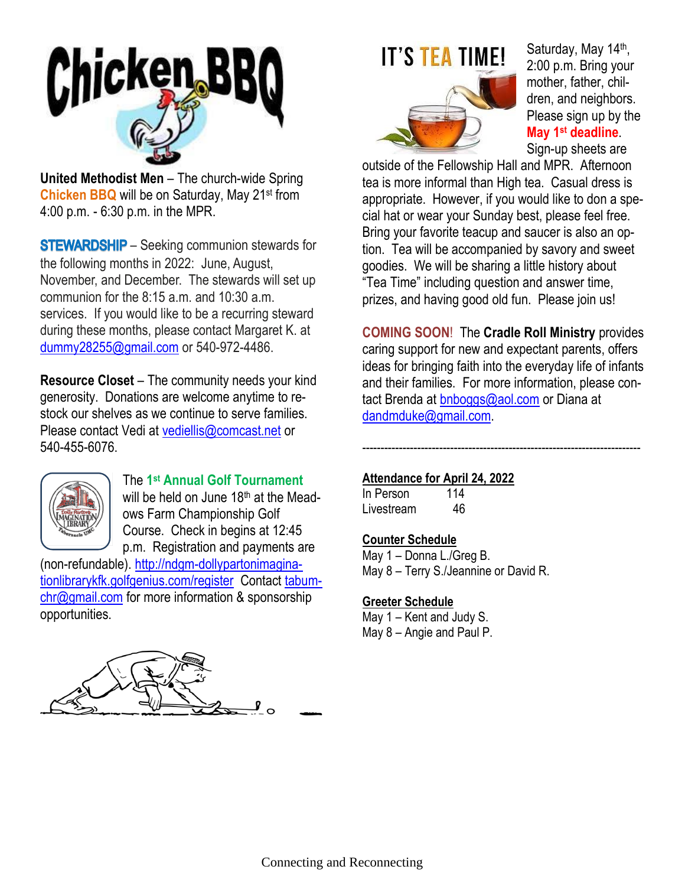# Chicken BBQ

**United Methodist Men** – The church-wide Spring **Chicken BBQ** will be on Saturday, May 21st from 4:00 p.m. - 6:30 p.m. in the MPR.

**STEWARDSHIP** – Seeking communion stewards for the following months in 2022: June, August, November, and December. The stewards will set up communion for the 8:15 a.m. and 10:30 a.m. services. If you would like to be a recurring steward during these months, please contact Margaret K. at dummy28255@gmail.com or 540-972-4486.

**Resource Closet** – The community needs your kind generosity. Donations are welcome anytime to restock our shelves as we continue to serve families. Please contact Vedi at vediellis@comcast.net or 540-455-6076.

The **1st Annual Golf Tournament** will be held on June 18th at the Meadows Farm Championship Golf Course. Check in begins at 12:45 p.m. Registration and payments are (non-refundable). http://ndgm-dollypartonimaginationlibrarykfk.golfgenius.com/register Contact tabumchr@gmail.com for more information & sponsorship opportunities.

# IT'S TEA TIME!

Saturday, May 14th, 2:00 p.m. Bring your mother, father, children, and neighbors. Please sign up by the **May 1st deadline**. Sign-up sheets are outside of the Fellowship Hall and MPR. Afternoon tea is more informal than High tea. Casual dress is appropriate. However, if you would like to don a special hat or wear your Sunday best, please feel free. Bring your favorite teacup and saucer is also an option. Tea will be accompanied by savory and sweet goodies. We will be sharing a little history about "Tea Time" including question and answer time, prizes, and having good old fun. Please join us!

**COMING SOON**! The **Cradle Roll Ministry** provides caring support for new and expectant parents, offers ideas for bringing faith into the everyday life of infants and their families. For more information, please contact Brenda at bnboggs@aol.com or Diana at dandmduke@gmail.com.

---

**Attendance for April 24, 2022**

In Person 114
Livestream 46

**Counter Schedule**

May 1 – Donna L./Greg B.
May 8 – Terry S./Jeannine or David R.

**Greeter Schedule**

May 1 – Kent and Judy S.
May 8 – Angie and Paul P.

Connecting and Reconnecting